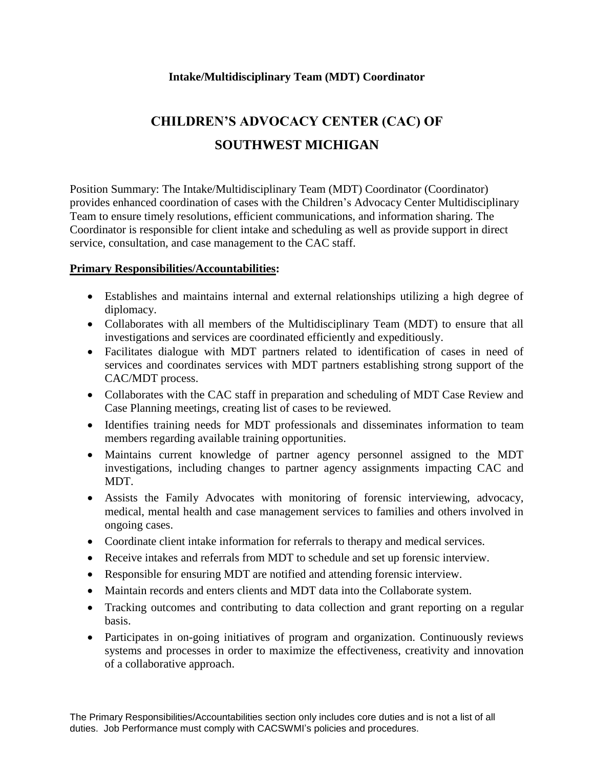**Intake/Multidisciplinary Team (MDT) Coordinator**

# CHILDREN'S ADVOCACY CENTER (CAC) OF SOUTHWEST MICHIGAN

Position Summary: The Intake/Multidisciplinary Team (MDT) Coordinator (Coordinator) provides enhanced coordination of cases with the Children's Advocacy Center Multidisciplinary Team to ensure timely resolutions, efficient communications, and information sharing. The Coordinator is responsible for client intake and scheduling as well as provide support in direct service, consultation, and case management to the CAC staff.

## Primary Responsibilities/Accountabilities:

- Establishes and maintains internal and external relationships utilizing a high degree of diplomacy.
- Collaborates with all members of the Multidisciplinary Team (MDT) to ensure that all investigations and services are coordinated efficiently and expeditiously.
- Facilitates dialogue with MDT partners related to identification of cases in need of services and coordinates services with MDT partners establishing strong support of the CAC/MDT process.
- Collaborates with the CAC staff in preparation and scheduling of MDT Case Review and Case Planning meetings, creating list of cases to be reviewed.
- Identifies training needs for MDT professionals and disseminates information to team members regarding available training opportunities.
- Maintains current knowledge of partner agency personnel assigned to the MDT investigations, including changes to partner agency assignments impacting CAC and MDT.
- Assists the Family Advocates with monitoring of forensic interviewing, advocacy, medical, mental health and case management services to families and others involved in ongoing cases.
- Coordinate client intake information for referrals to therapy and medical services.
- Receive intakes and referrals from MDT to schedule and set up forensic interview.
- Responsible for ensuring MDT are notified and attending forensic interview.
- Maintain records and enters clients and MDT data into the Collaborate system.
- Tracking outcomes and contributing to data collection and grant reporting on a regular basis.
- Participates in on-going initiatives of program and organization. Continuously reviews systems and processes in order to maximize the effectiveness, creativity and innovation of a collaborative approach.

The Primary Responsibilities/Accountabilities section only includes core duties and is not a list of all duties. Job Performance must comply with CACSWMI's policies and procedures.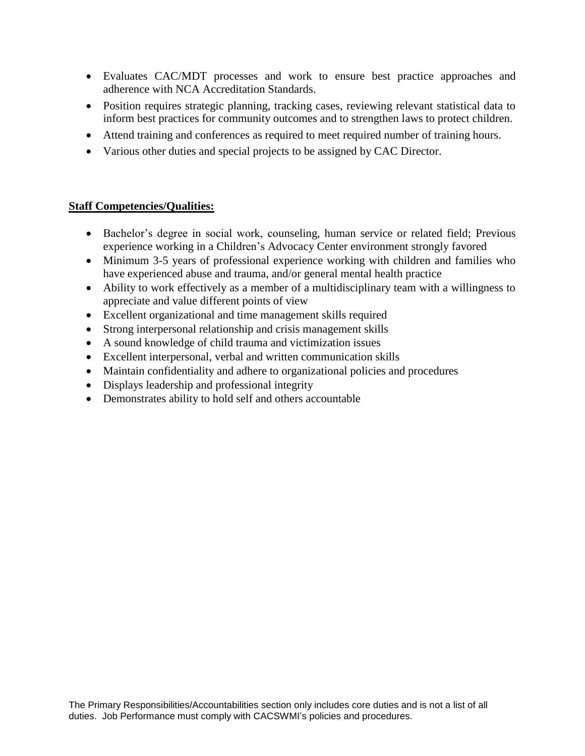- Evaluates CAC/MDT processes and work to ensure best practice approaches and adherence with NCA Accreditation Standards.
- Position requires strategic planning, tracking cases, reviewing relevant statistical data to inform best practices for community outcomes and to strengthen laws to protect children.
- Attend training and conferences as required to meet required number of training hours.
- Various other duties and special projects to be assigned by CAC Director.

**Staff Competencies/Qualities:**

- Bachelor's degree in social work, counseling, human service or related field; Previous experience working in a Children's Advocacy Center environment strongly favored
- Minimum 3-5 years of professional experience working with children and families who have experienced abuse and trauma, and/or general mental health practice
- Ability to work effectively as a member of a multidisciplinary team with a willingness to appreciate and value different points of view
- Excellent organizational and time management skills required
- Strong interpersonal relationship and crisis management skills
- A sound knowledge of child trauma and victimization issues
- Excellent interpersonal, verbal and written communication skills
- Maintain confidentiality and adhere to organizational policies and procedures
- Displays leadership and professional integrity
- Demonstrates ability to hold self and others accountable

The Primary Responsibilities/Accountabilities section only includes core duties and is not a list of all duties. Job Performance must comply with CACSWMI's policies and procedures.